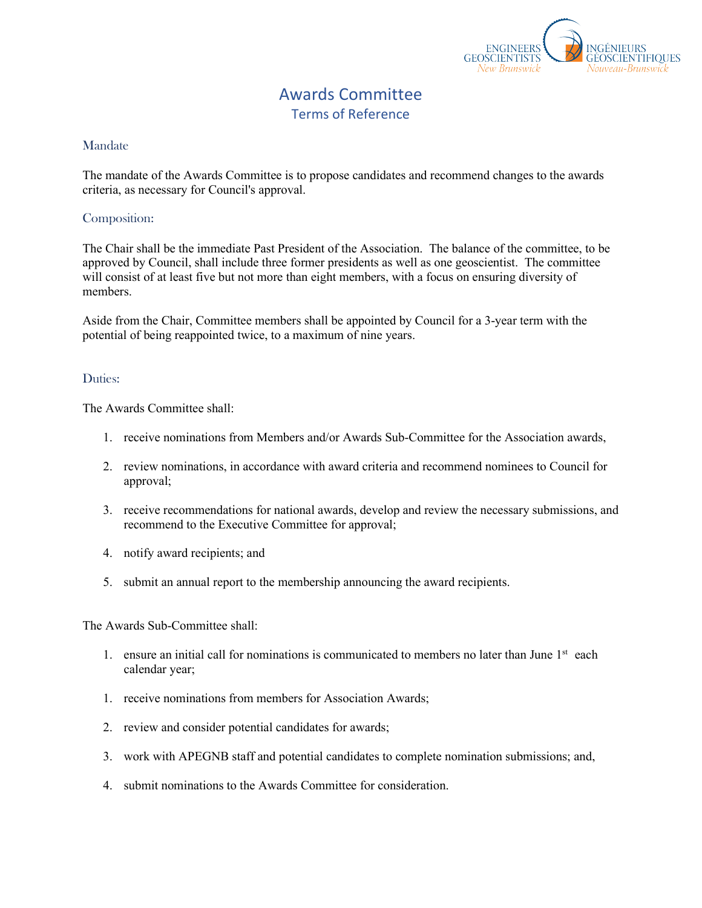# Awards Committee

## Terms of Reference

### Mandate

The mandate of the Awards Committee is to propose candidates and recommend changes to the awards criteria, as necessary for Council's approval.

### Composition:

The Chair shall be the immediate Past President of the Association. The balance of the committee, to be approved by Council, shall include three former presidents as well as one geoscientist. The committee will consist of at least five but not more than eight members, with a focus on ensuring diversity of members.

Aside from the Chair, Committee members shall be appointed by Council for a 3-year term with the potential of being reappointed twice, to a maximum of nine years.

### Duties:

The Awards Committee shall:

1. receive nominations from Members and/or Awards Sub-Committee for the Association awards,
2. review nominations, in accordance with award criteria and recommend nominees to Council for approval;
3. receive recommendations for national awards, develop and review the necessary submissions, and recommend to the Executive Committee for approval;
4. notify award recipients; and
5. submit an annual report to the membership announcing the award recipients.

The Awards Sub-Committee shall:

1. ensure an initial call for nominations is communicated to members no later than June 1st each calendar year;
1. receive nominations from members for Association Awards;
2. review and consider potential candidates for awards;
3. work with APEGNB staff and potential candidates to complete nomination submissions; and,
4. submit nominations to the Awards Committee for consideration.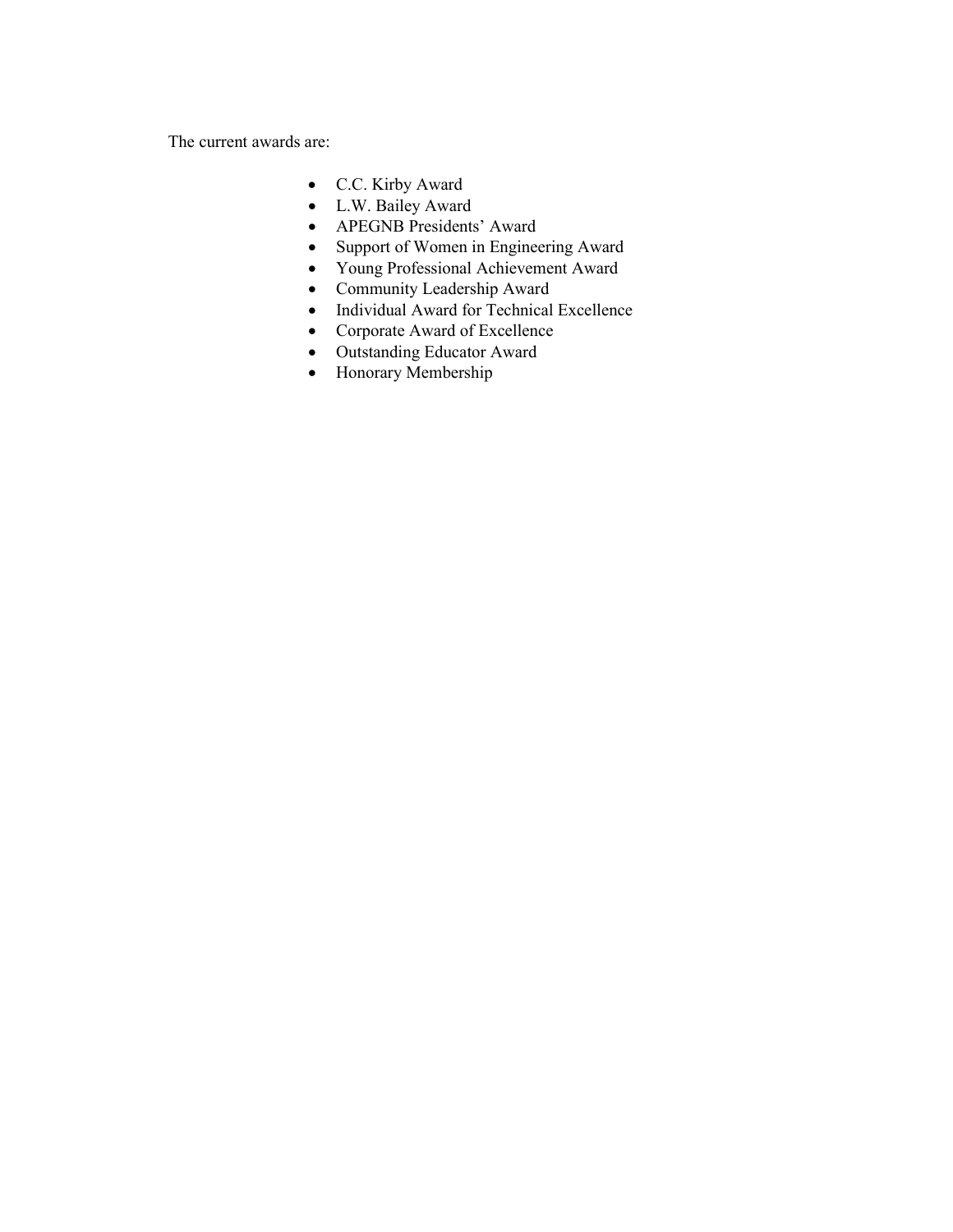The current awards are:

- C.C. Kirby Award
- L.W. Bailey Award
- APEGNB Presidents' Award
- Support of Women in Engineering Award
- Young Professional Achievement Award
- Community Leadership Award
- Individual Award for Technical Excellence
- Corporate Award of Excellence
- Outstanding Educator Award
- Honorary Membership